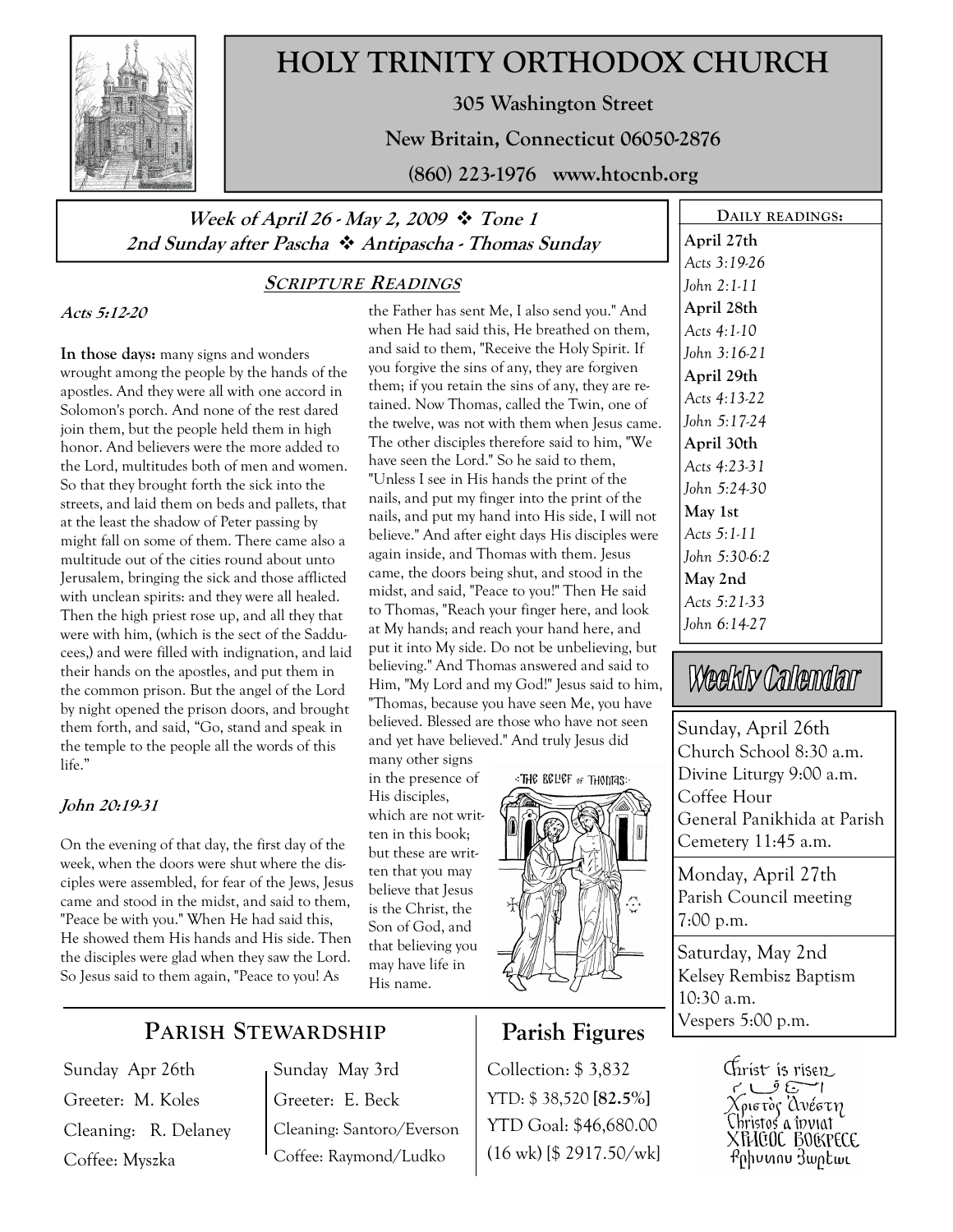# HOLY TRINITY ORTHODOX CHURCH

**305 Washington Street**

**New Britain, Connecticut 06050-2876**

**(860) 223-1976 www.htocnb.org**

***Week of April 26 - May 2, 2009 ❖ Tone 1***
***2nd Sunday after Pascha ❖ Antipascha - Thomas Sunday***

## SCRIPTURE READINGS

***Acts 5:12-20***

**In those days:** many signs and wonders wrought among the people by the hands of the apostles. And they were all with one accord in Solomon's porch. And none of the rest dared join them, but the people held them in high honor. And believers were the more added to the Lord, multitudes both of men and women. So that they brought forth the sick into the streets, and laid them on beds and pallets, that at the least the shadow of Peter passing by might fall on some of them. There came also a multitude out of the cities round about unto Jerusalem, bringing the sick and those afflicted with unclean spirits: and they were all healed. Then the high priest rose up, and all they that were with him, (which is the sect of the Sadducees,) and were filled with indignation, and laid their hands on the apostles, and put them in the common prison. But the angel of the Lord by night opened the prison doors, and brought them forth, and said, "Go, stand and speak in the temple to the people all the words of this life."

***John 20:19-31***

On the evening of that day, the first day of the week, when the doors were shut where the disciples were assembled, for fear of the Jews, Jesus came and stood in the midst, and said to them, "Peace be with you." When He had said this, He showed them His hands and His side. Then the disciples were glad when they saw the Lord. So Jesus said to them again, "Peace to you! As the Father has sent Me, I also send you." And when He had said this, He breathed on them, and said to them, "Receive the Holy Spirit. If you forgive the sins of any, they are forgiven them; if you retain the sins of any, they are retained. Now Thomas, called the Twin, one of the twelve, was not with them when Jesus came. The other disciples therefore said to him, "We have seen the Lord." So he said to them, "Unless I see in His hands the print of the nails, and put my finger into the print of the nails, and put my hand into His side, I will not believe." And after eight days His disciples were again inside, and Thomas with them. Jesus came, the doors being shut, and stood in the midst, and said, "Peace to you!" Then He said to Thomas, "Reach your finger here, and look at My hands; and reach your hand here, and put it into My side. Do not be unbelieving, but believing." And Thomas answered and said to Him, "My Lord and my God!" Jesus said to him, "Thomas, because you have seen Me, you have believed. Blessed are those who have not seen and yet have believed." And truly Jesus did many other signs in the presence of His disciples, which are not written in this book; but these are written that you may believe that Jesus is the Christ, the Son of God, and that believing you may have life in His name.

THE BELIEF OF THOMAS

## DAILY READINGS:

**April 27th**
*Acts 3:19-26*
*John 2:1-11*

**April 28th**
*Acts 4:1-10*
*John 3:16-21*

**April 29th**
*Acts 4:13-22*
*John 5:17-24*

**April 30th**
*Acts 4:23-31*
*John 5:24-30*

**May 1st**
*Acts 5:1-11*
*John 5:30-6:2*

**May 2nd**
*Acts 5:21-33*
*John 6:14-27*

## Weekly Calendar

**Sunday, April 26th**
Church School 8:30 a.m.
Divine Liturgy 9:00 a.m.
Coffee Hour
General Panikhida at Parish Cemetery 11:45 a.m.

**Monday, April 27th**
Parish Council meeting 7:00 p.m.

**Saturday, May 2nd**
Kelsey Rembisz Baptism 10:30 a.m.
Vespers 5:00 p.m.

## PARISH STEWARDSHIP

| Sunday Apr 26th | Sunday May 3rd |
|---|---|
| Greeter: M. Koles | Greeter: E. Beck |
| Cleaning: R. Delaney | Cleaning: Santoro/Everson |
| Coffee: Myszka | Coffee: Raymond/Ludko |

## Parish Figures

Collection: $ 3,832
YTD: $ 38,520 **[82.5%]**
YTD Goal: $46,680.00
(16 wk) [$ 2917.50/wk]

Christ is risen
Χριστὸς Ἀνέστη
Christos a înviat
ХРИСОС ВОСКРЕСЕ
Քրիստոս Յարեաւ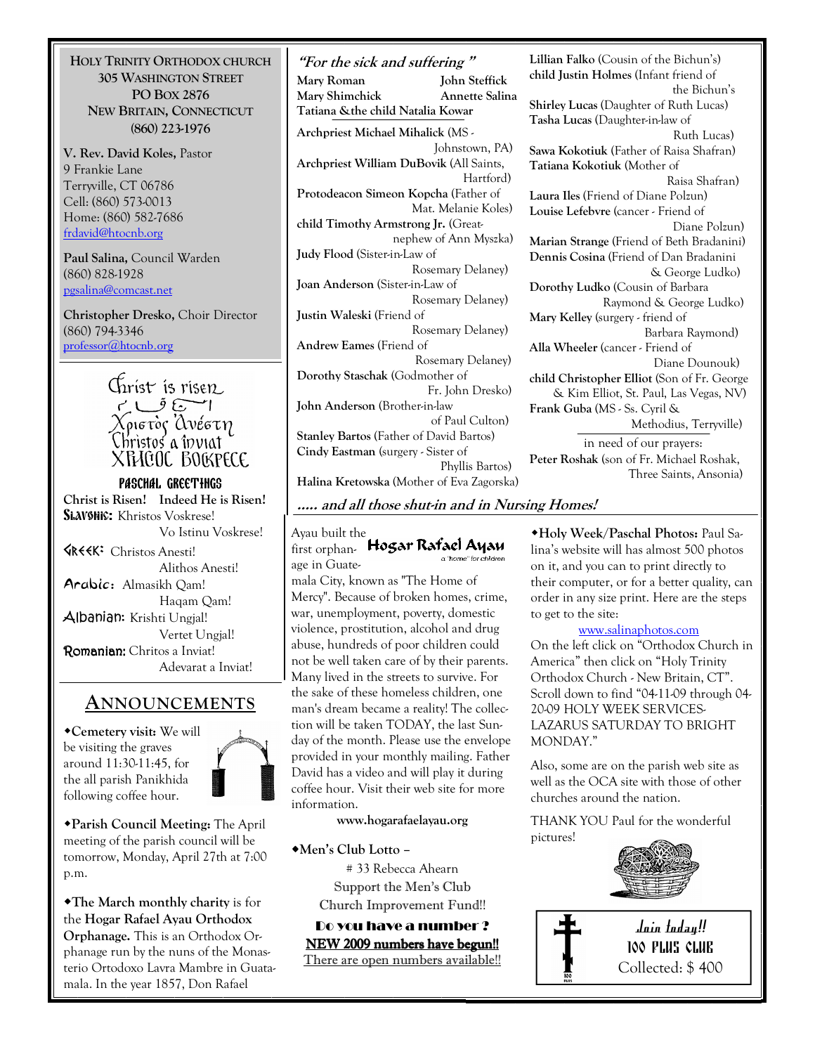**Holy Trinity Orthodox Church**
**305 Washington Street**
**PO Box 2876**
**New Britain, Connecticut**
**(860) 223-1976**

**V. Rev. David Koles,** Pastor
9 Frankie Lane
Terryville, CT 06786
Cell: (860) 573-0013
Home: (860) 582-7686
frdavid@htocnb.org

**Paul Salina,** Council Warden
(860) 828-1928
pgsalina@comcast.net

**Christopher Dresko,** Choir Director
(860) 794-3346
professor@htocnb.org

Christ is risen
Χριστὸς ἀνέστη
Christos a înviat
ХРИСТОС ВОСКРЕСЕ

**PASCHAL GREETINGS**

**Christ is Risen! Indeed He is Risen!**
**Slavonic:** Khristos Voskrese! Vo Istinu Voskrese!
**Greek:** Christos Anesti! Alithos Anesti!
**Arabic:** Almasikh Qam! Haqam Qam!
**Albanian:** Krishti Ungjal! Vertet Ungjal!
**Romanian:** Chritos a Inviat! Adevarat a Inviat!

## ANNOUNCEMENTS

◆**Cemetery visit:** We will be visiting the graves around 11:30-11:45, for the all parish Panikhida following coffee hour.

◆**Parish Council Meeting:** The April meeting of the parish council will be tomorrow, Monday, April 27th at 7:00 p.m.

◆**The March monthly charity** is for the **Hogar Rafael Ayau Orthodox Orphanage.** This is an Orthodox Orphanage run by the nuns of the Monasterio Ortodoxo Lavra Mambre in Guatamala. In the year 1857, Don Rafael Ayau built the first orphanage in Guatemala City, known as "The Home of Mercy". Because of broken homes, crime, war, unemployment, poverty, domestic violence, prostitution, alcohol and drug abuse, hundreds of poor children could not be well taken care of by their parents. Many lived in the streets to survive. For the sake of these homeless children, one man's dream became a reality! The collection will be taken TODAY, the last Sunday of the month. Please use the envelope provided in your monthly mailing. Father David has a video and will play it during coffee hour. Visit their web site for more information.

**Hogar Rafael Ayau** — a "home" for children

**www.hogarafaelayau.org**

◆**Men's Club Lotto –**

# 33 Rebecca Ahearn
Support the Men's Club
Church Improvement Fund!!

**Do you have a number ?**
**NEW 2009 numbers have begun!!**
There are open numbers available!!

***"For the sick and suffering"***

**Mary Roman** **John Steffick**
**Mary Shimchick** **Annette Salina**
**Tatiana &the child Natalia Kowar**

**Archpriest Michael Mihalick** (MS - Johnstown, PA)
**Archpriest William DuBovik** (All Saints, Hartford)
**Protodeacon Simeon Kopcha** (Father of Mat. Melanie Koles)
**child Timothy Armstrong Jr.** (Great-nephew of Ann Myszka)
**Judy Flood** (Sister-in-Law of Rosemary Delaney)
**Joan Anderson** (Sister-in-Law of Rosemary Delaney)
**Justin Waleski** (Friend of Rosemary Delaney)
**Andrew Eames** (Friend of Rosemary Delaney)
**Dorothy Staschak** (Godmother of Fr. John Dresko)
**John Anderson** (Brother-in-law of Paul Culton)
**Stanley Bartos** (Father of David Bartos)
**Cindy Eastman** (surgery - Sister of Phyllis Bartos)
**Halina Kretowska** (Mother of Eva Zagorska)
**Lillian Falko** (Cousin of the Bichun's)
**child Justin Holmes** (Infant friend of the Bichun's
**Shirley Lucas** (Daughter of Ruth Lucas)
**Tasha Lucas** (Daughter-in-law of Ruth Lucas)
**Sawa Kokotiuk** (Father of Raisa Shafran)
**Tatiana Kokotiuk** (Mother of Raisa Shafran)
**Laura Iles** (Friend of Diane Polzun)
**Louise Lefebvre** (cancer - Friend of Diane Polzun)
**Marian Strange** (Friend of Beth Bradanini)
**Dennis Cosina** (Friend of Dan Bradanini & George Ludko)
**Dorothy Ludko** (Cousin of Barbara Raymond & George Ludko)
**Mary Kelley** (surgery - friend of Barbara Raymond)
**Alla Wheeler** (cancer - Friend of Diane Dounouk)
**child Christopher Elliot** (Son of Fr. George & Kim Elliot, St. Paul, Las Vegas, NV)
**Frank Guba** (MS - Ss. Cyril & Methodius, Terryville)

in need of our prayers:
**Peter Roshak** (son of Fr. Michael Roshak, Three Saints, Ansonia)

***..... and all those shut-in and in Nursing Homes!***

◆**Holy Week/Paschal Photos:** Paul Salina's website will has almost 500 photos on it, and you can to print directly to their computer, or for a better quality, can order in any size print. Here are the steps to get to the site:

www.salinaphotos.com

On the left click on "Orthodox Church in America" then click on "Holy Trinity Orthodox Church - New Britain, CT". Scroll down to find "04-11-09 through 04-20-09 HOLY WEEK SERVICES-LAZARUS SATURDAY TO BRIGHT MONDAY."

Also, some are on the parish web site as well as the OCA site with those of other churches around the nation.

THANK YOU Paul for the wonderful pictures!

*Join today!!*
**100 PLUS CLUB**
Collected: $ 400